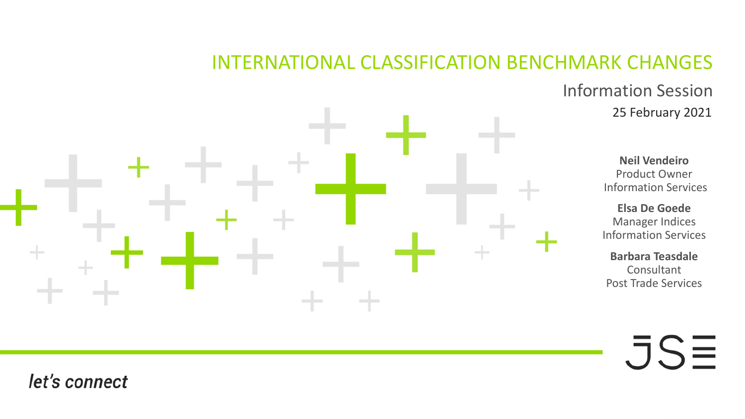# INTERNATIONAL CLASSIFICATION BENCHMARK CHANGES

## Information Session

25 February 2021

**Neil Vendeiro**
Product Owner
Information Services

**Elsa De Goede**
Manager Indices
Information Services

**Barbara Teasdale**
Consultant
Post Trade Services

JSE

*let's connect*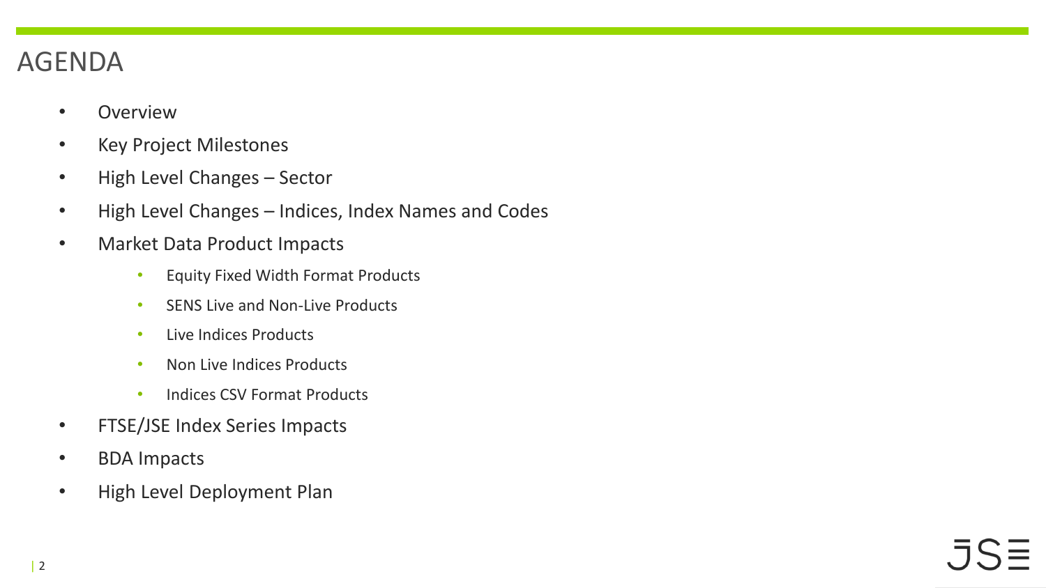# AGENDA

- Overview
- Key Project Milestones
- High Level Changes – Sector
- High Level Changes – Indices, Index Names and Codes
- Market Data Product Impacts
  - Equity Fixed Width Format Products
  - SENS Live and Non-Live Products
  - Live Indices Products
  - Non Live Indices Products
  - Indices CSV Format Products
- FTSE/JSE Index Series Impacts
- BDA Impacts
- High Level Deployment Plan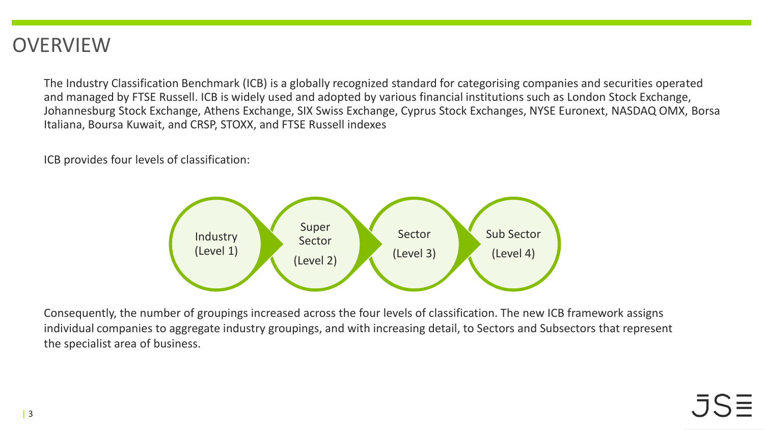# OVERVIEW

The Industry Classification Benchmark (ICB) is a globally recognized standard for categorising companies and securities operated and managed by FTSE Russell. ICB is widely used and adopted by various financial institutions such as London Stock Exchange, Johannesburg Stock Exchange, Athens Exchange, SIX Swiss Exchange, Cyprus Stock Exchanges, NYSE Euronext, NASDAQ OMX, Borsa Italiana, Boursa Kuwait, and CRSP, STOXX, and FTSE Russell indexes

ICB provides four levels of classification:

Industry (Level 1) → Super Sector (Level 2) → Sector (Level 3) → Sub Sector (Level 4)

Consequently, the number of groupings increased across the four levels of classification. The new ICB framework assigns individual companies to aggregate industry groupings, and with increasing detail, to Sectors and Subsectors that represent the specialist area of business.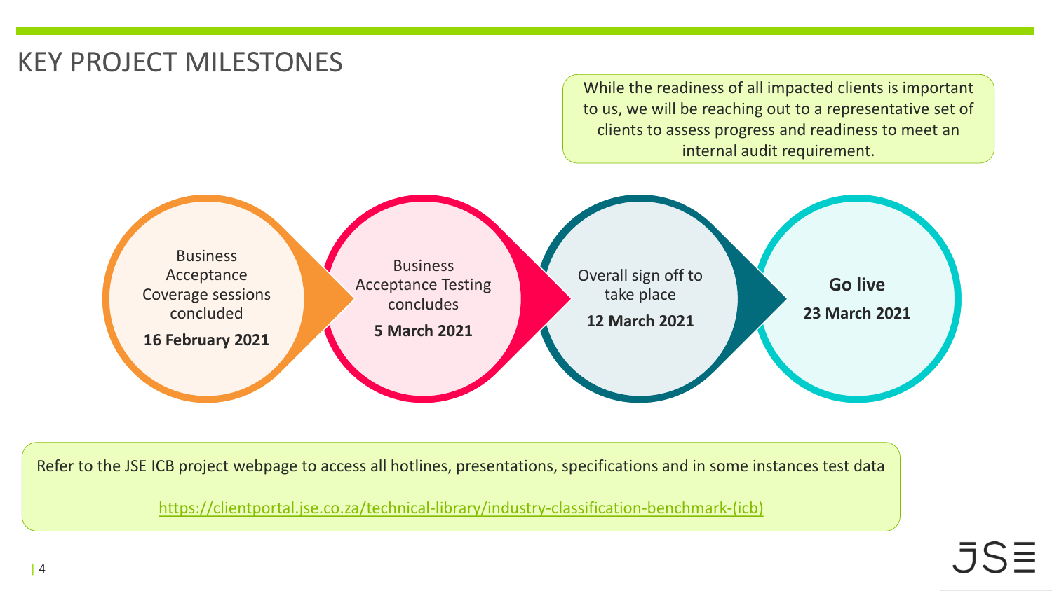# KEY PROJECT MILESTONES

While the readiness of all impacted clients is important to us, we will be reaching out to a representative set of clients to assess progress and readiness to meet an internal audit requirement.

- Business Acceptance Coverage sessions concluded **16 February 2021**
- Business Acceptance Testing concludes **5 March 2021**
- Overall sign off to take place **12 March 2021**
- **Go live** **23 March 2021**

Refer to the JSE ICB project webpage to access all hotlines, presentations, specifications and in some instances test data

https://clientportal.jse.co.za/technical-library/industry-classification-benchmark-(icb)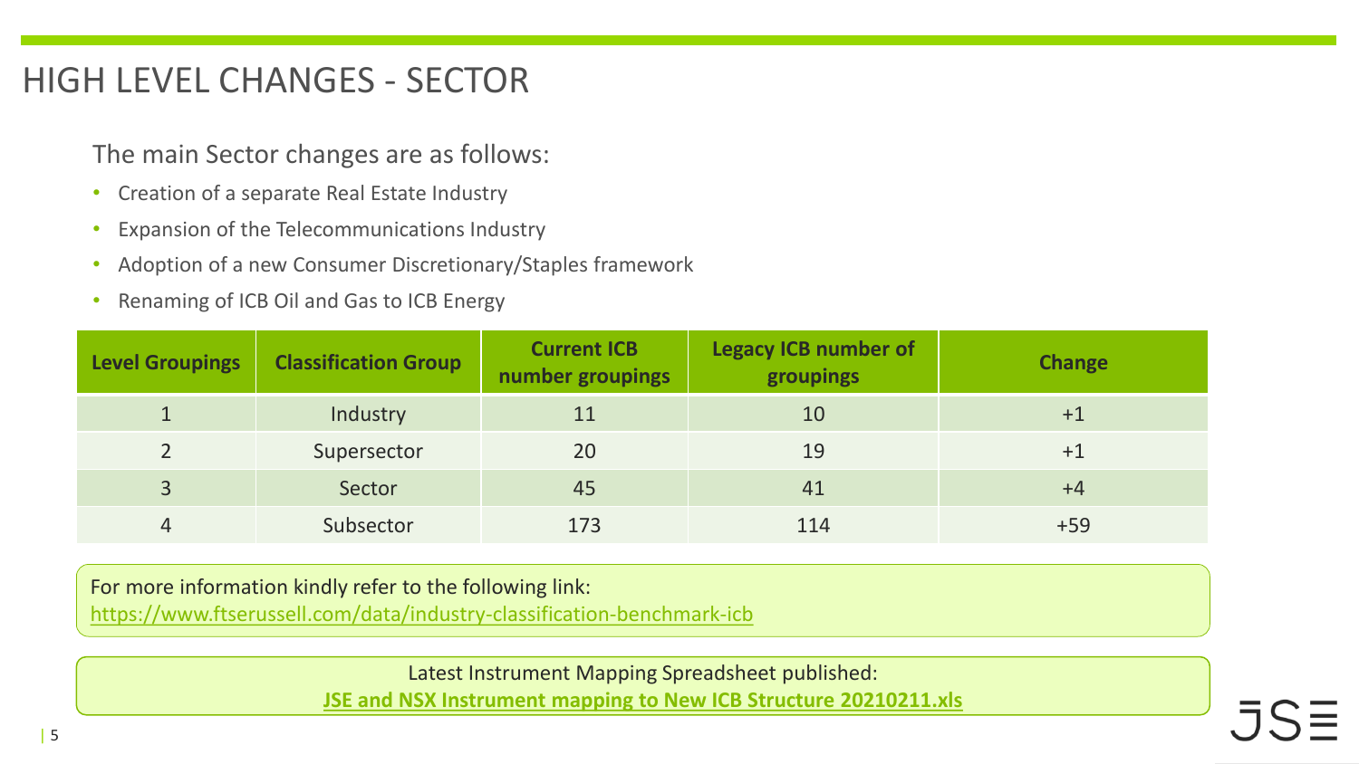# HIGH LEVEL CHANGES - SECTOR

The main Sector changes are as follows:

- Creation of a separate Real Estate Industry
- Expansion of the Telecommunications Industry
- Adoption of a new Consumer Discretionary/Staples framework
- Renaming of ICB Oil and Gas to ICB Energy

| Level Groupings | Classification Group | Current ICB number groupings | Legacy ICB number of groupings | Change |
|---|---|---|---|---|
| 1 | Industry | 11 | 10 | +1 |
| 2 | Supersector | 20 | 19 | +1 |
| 3 | Sector | 45 | 41 | +4 |
| 4 | Subsector | 173 | 114 | +59 |

For more information kindly refer to the following link:
[https://www.ftserussell.com/data/industry-classification-benchmark-icb](https://www.ftserussell.com/data/industry-classification-benchmark-icb)

Latest Instrument Mapping Spreadsheet published:
**JSE and NSX Instrument mapping to New ICB Structure 20210211.xls**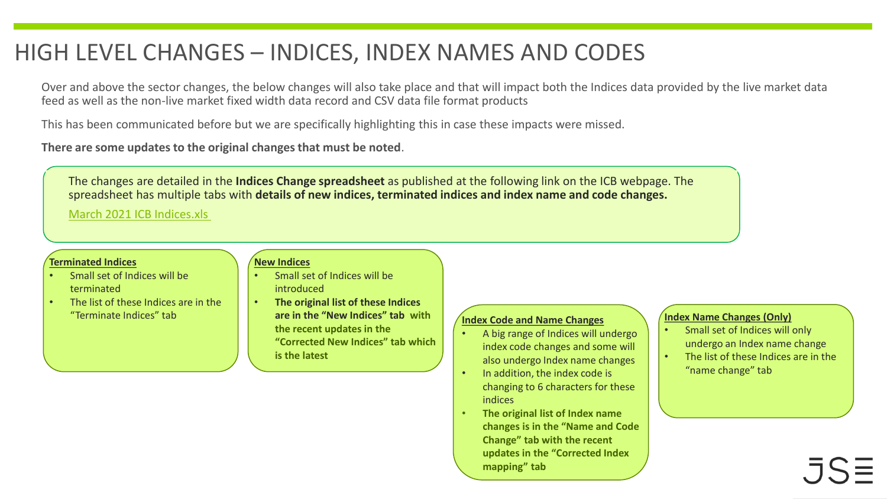# HIGH LEVEL CHANGES – INDICES, INDEX NAMES AND CODES

Over and above the sector changes, the below changes will also take place and that will impact both the Indices data provided by the live market data feed as well as the non-live market fixed width data record and CSV data file format products

This has been communicated before but we are specifically highlighting this in case these impacts were missed.

**There are some updates to the original changes that must be noted**.

The changes are detailed in the **Indices Change spreadsheet** as published at the following link on the ICB webpage. The spreadsheet has multiple tabs with **details of new indices, terminated indices and index name and code changes.**

March 2021 ICB Indices.xls

**Terminated Indices**

- Small set of Indices will be terminated
- The list of these Indices are in the "Terminate Indices" tab

**New Indices**

- Small set of Indices will be introduced
- **The original list of these Indices are in the "New Indices" tab with the recent updates in the "Corrected New Indices" tab which is the latest**

**Index Code and Name Changes**

- A big range of Indices will undergo index code changes and some will also undergo Index name changes
- In addition, the index code is changing to 6 characters for these indices
- **The original list of Index name changes is in the "Name and Code Change" tab with the recent updates in the "Corrected Index mapping" tab**

**Index Name Changes (Only)**

- Small set of Indices will only undergo an Index name change
- The list of these Indices are in the "name change" tab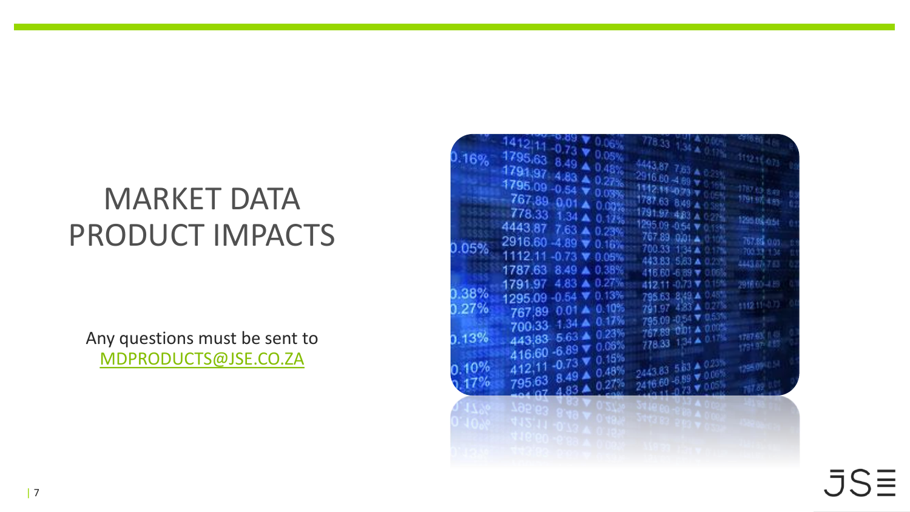# MARKET DATA PRODUCT IMPACTS

Any questions must be sent to [MDPRODUCTS@JSE.CO.ZA](mailto:MDPRODUCTS@JSE.CO.ZA)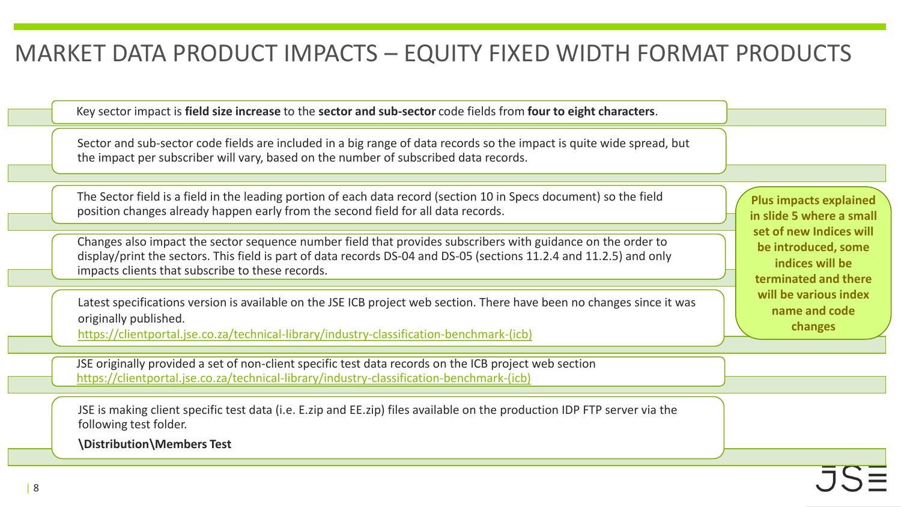# MARKET DATA PRODUCT IMPACTS – EQUITY FIXED WIDTH FORMAT PRODUCTS

Key sector impact is **field size increase** to the **sector and sub-sector** code fields from **four to eight characters**.

Sector and sub-sector code fields are included in a big range of data records so the impact is quite wide spread, but the impact per subscriber will vary, based on the number of subscribed data records.

The Sector field is a field in the leading portion of each data record (section 10 in Specs document) so the field position changes already happen early from the second field for all data records.

Changes also impact the sector sequence number field that provides subscribers with guidance on the order to display/print the sectors. This field is part of data records DS-04 and DS-05 (sections 11.2.4 and 11.2.5) and only impacts clients that subscribe to these records.

Latest specifications version is available on the JSE ICB project web section. There have been no changes since it was originally published.
https://clientportal.jse.co.za/technical-library/industry-classification-benchmark-(icb)

JSE originally provided a set of non-client specific test data records on the ICB project web section
https://clientportal.jse.co.za/technical-library/industry-classification-benchmark-(icb)

JSE is making client specific test data (i.e. E.zip and EE.zip) files available on the production IDP FTP server via the following test folder.

**\Distribution\Members Test**

**Plus impacts explained in slide 5 where a small set of new Indices will be introduced, some indices will be terminated and there will be various index name and code changes**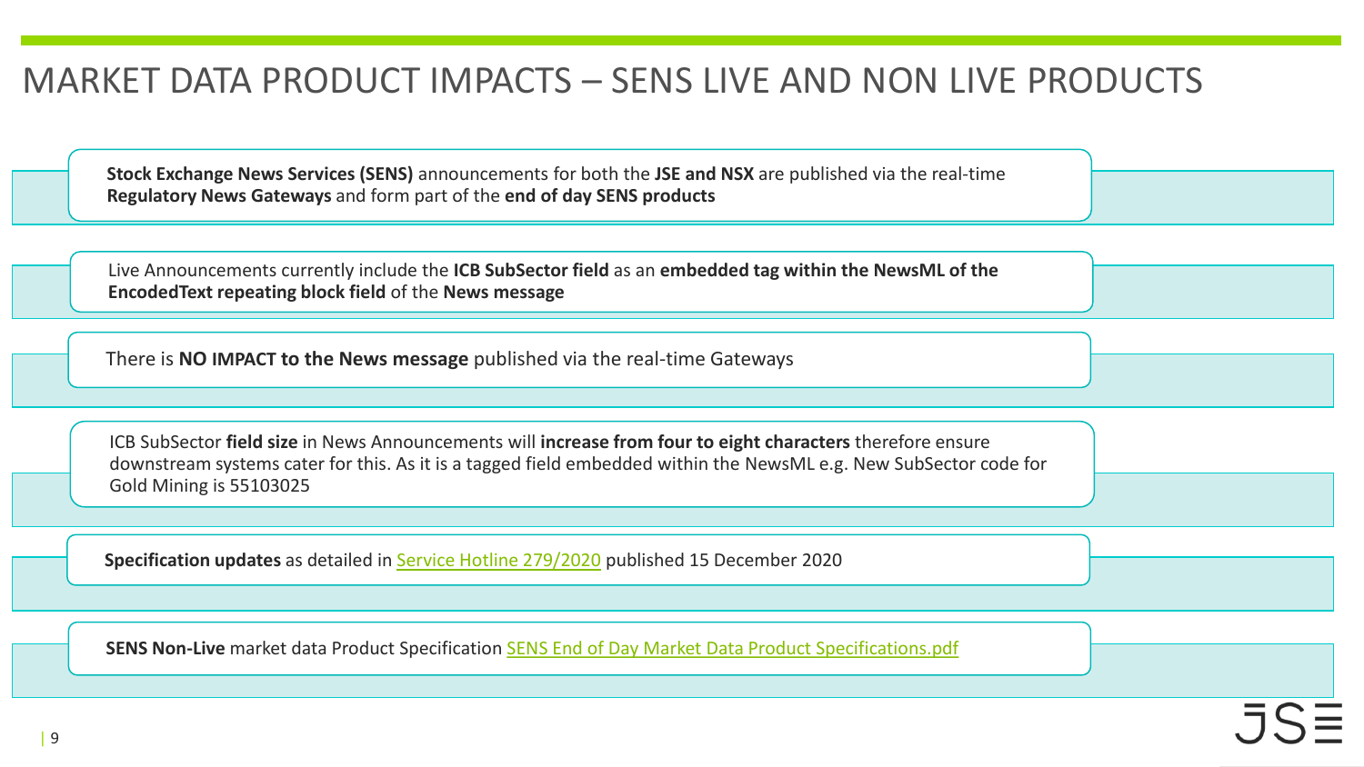# MARKET DATA PRODUCT IMPACTS – SENS LIVE AND NON LIVE PRODUCTS

**Stock Exchange News Services (SENS)** announcements for both the **JSE and NSX** are published via the real-time **Regulatory News Gateways** and form part of the **end of day SENS products**

Live Announcements currently include the **ICB SubSector field** as an **embedded tag within the NewsML of the EncodedText repeating block field** of the **News message**

There is **NO IMPACT to the News message** published via the real-time Gateways

ICB SubSector **field size** in News Announcements will **increase from four to eight characters** therefore ensure downstream systems cater for this. As it is a tagged field embedded within the NewsML e.g. New SubSector code for Gold Mining is 55103025

**Specification updates** as detailed in Service Hotline 279/2020 published 15 December 2020

**SENS Non-Live** market data Product Specification SENS End of Day Market Data Product Specifications.pdf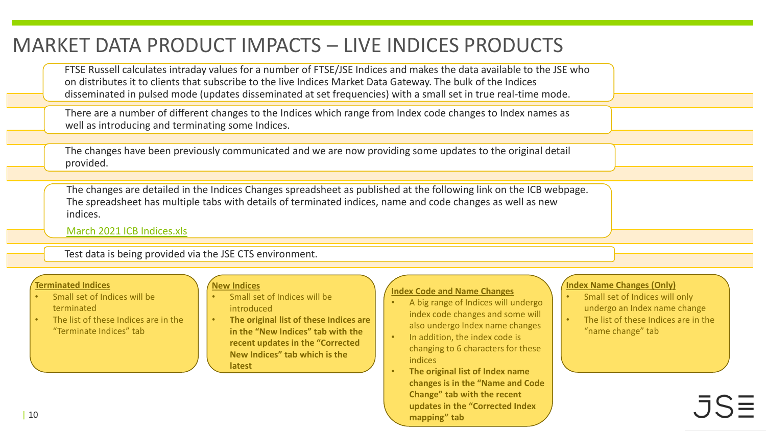# MARKET DATA PRODUCT IMPACTS – LIVE INDICES PRODUCTS

FTSE Russell calculates intraday values for a number of FTSE/JSE Indices and makes the data available to the JSE who on distributes it to clients that subscribe to the live Indices Market Data Gateway. The bulk of the Indices disseminated in pulsed mode (updates disseminated at set frequencies) with a small set in true real-time mode.

There are a number of different changes to the Indices which range from Index code changes to Index names as well as introducing and terminating some Indices.

The changes have been previously communicated and we are now providing some updates to the original detail provided.

The changes are detailed in the Indices Changes spreadsheet as published at the following link on the ICB webpage. The spreadsheet has multiple tabs with details of terminated indices, name and code changes as well as new indices.

March 2021 ICB Indices.xls

Test data is being provided via the JSE CTS environment.

**Terminated Indices**

- Small set of Indices will be terminated
- The list of these Indices are in the "Terminate Indices" tab

**New Indices**

- Small set of Indices will be introduced
- **The original list of these Indices are in the "New Indices" tab with the recent updates in the "Corrected New Indices" tab which is the latest**

**Index Code and Name Changes**

- A big range of Indices will undergo index code changes and some will also undergo Index name changes
- In addition, the index code is changing to 6 characters for these indices
- **The original list of Index name changes is in the "Name and Code Change" tab with the recent updates in the "Corrected Index mapping" tab**

**Index Name Changes (Only)**

- Small set of Indices will only undergo an Index name change
- The list of these Indices are in the "name change" tab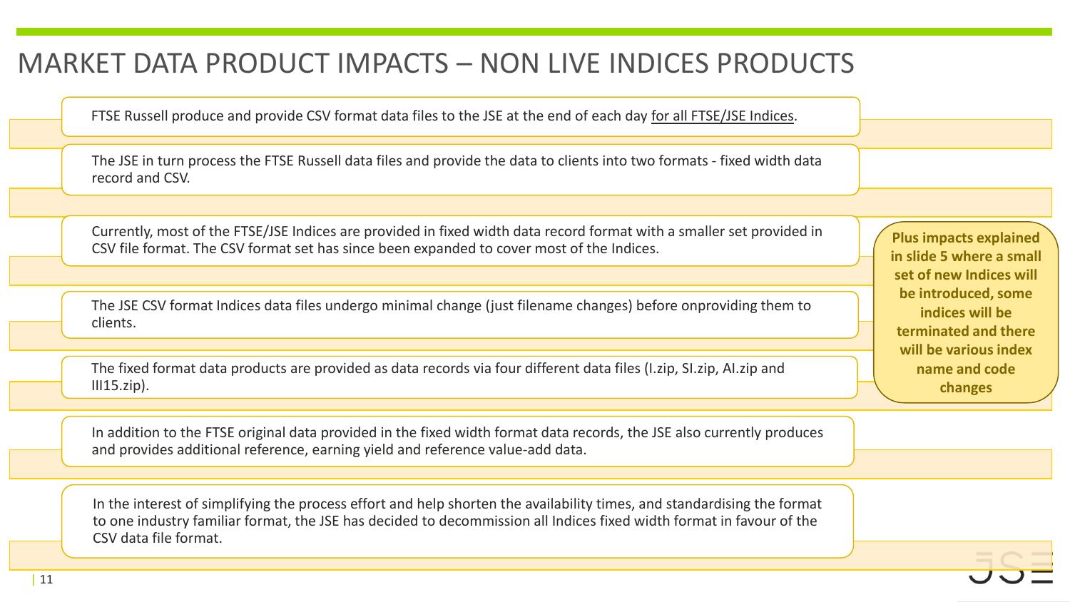# MARKET DATA PRODUCT IMPACTS – NON LIVE INDICES PRODUCTS

FTSE Russell produce and provide CSV format data files to the JSE at the end of each day for all FTSE/JSE Indices.

The JSE in turn process the FTSE Russell data files and provide the data to clients into two formats - fixed width data record and CSV.

Currently, most of the FTSE/JSE Indices are provided in fixed width data record format with a smaller set provided in CSV file format. The CSV format set has since been expanded to cover most of the Indices.

The JSE CSV format Indices data files undergo minimal change (just filename changes) before onproviding them to clients.

The fixed format data products are provided as data records via four different data files (I.zip, SI.zip, AI.zip and III15.zip).

In addition to the FTSE original data provided in the fixed width format data records, the JSE also currently produces and provides additional reference, earning yield and reference value-add data.

In the interest of simplifying the process effort and help shorten the availability times, and standardising the format to one industry familiar format, the JSE has decided to decommission all Indices fixed width format in favour of the CSV data file format.

**Plus impacts explained in slide 5 where a small set of new Indices will be introduced, some indices will be terminated and there will be various index name and code changes**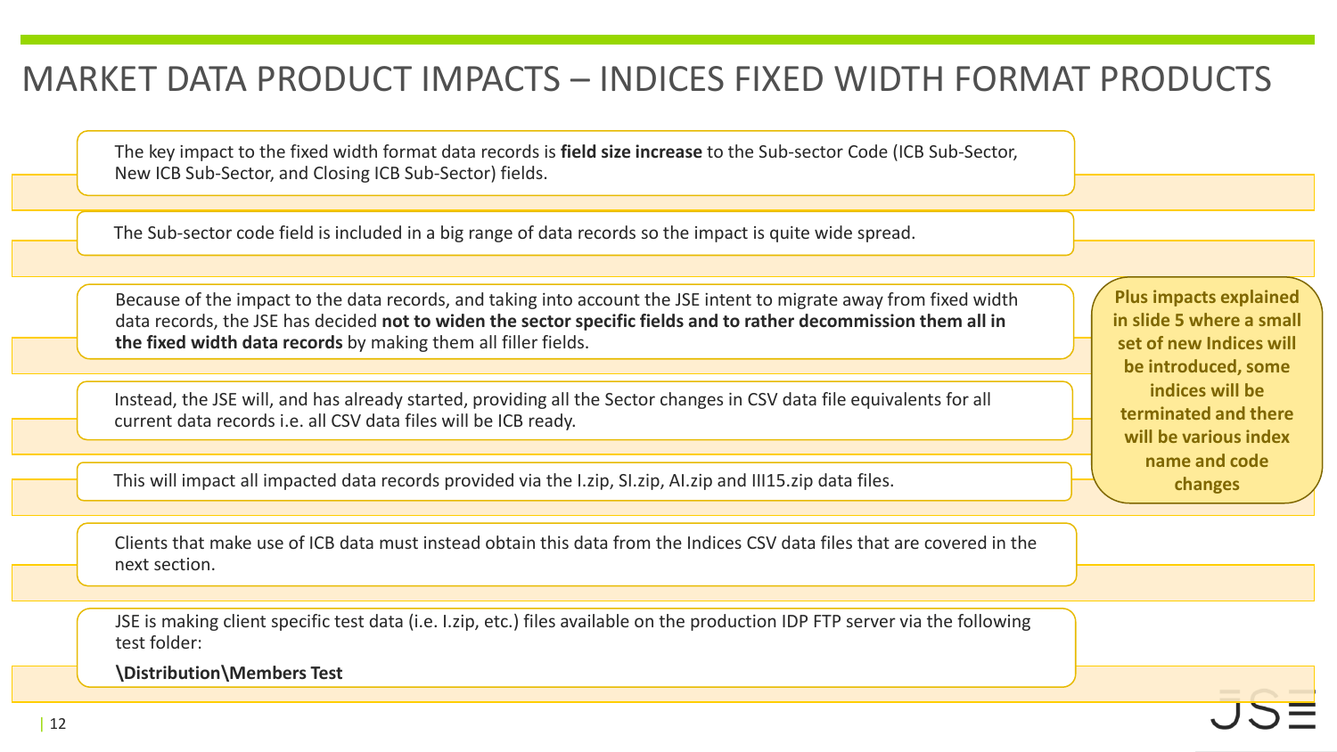# MARKET DATA PRODUCT IMPACTS – INDICES FIXED WIDTH FORMAT PRODUCTS

The key impact to the fixed width format data records is **field size increase** to the Sub-sector Code (ICB Sub-Sector, New ICB Sub-Sector, and Closing ICB Sub-Sector) fields.

The Sub-sector code field is included in a big range of data records so the impact is quite wide spread.

Because of the impact to the data records, and taking into account the JSE intent to migrate away from fixed width data records, the JSE has decided **not to widen the sector specific fields and to rather decommission them all in the fixed width data records** by making them all filler fields.

Instead, the JSE will, and has already started, providing all the Sector changes in CSV data file equivalents for all current data records i.e. all CSV data files will be ICB ready.

This will impact all impacted data records provided via the I.zip, SI.zip, AI.zip and III15.zip data files.

Clients that make use of ICB data must instead obtain this data from the Indices CSV data files that are covered in the next section.

JSE is making client specific test data (i.e. I.zip, etc.) files available on the production IDP FTP server via the following test folder:

**\Distribution\Members Test**

**Plus impacts explained in slide 5 where a small set of new Indices will be introduced, some indices will be terminated and there will be various index name and code changes**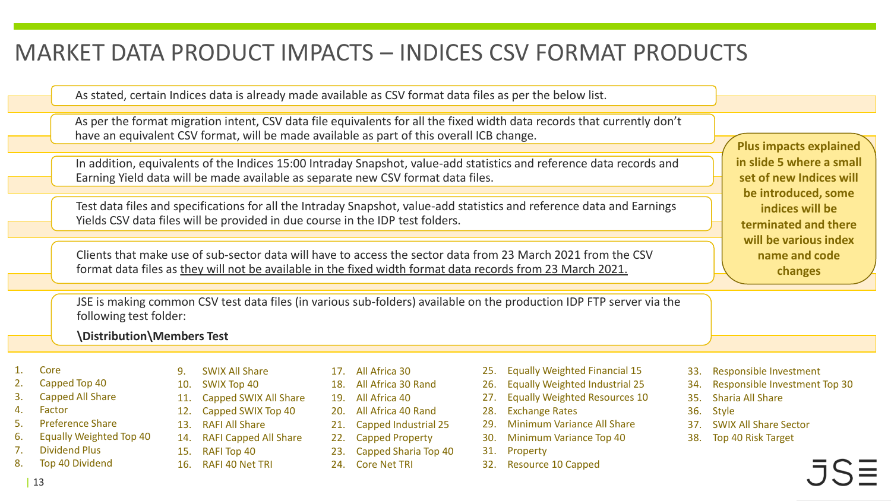# MARKET DATA PRODUCT IMPACTS – INDICES CSV FORMAT PRODUCTS

As stated, certain Indices data is already made available as CSV format data files as per the below list.

As per the format migration intent, CSV data file equivalents for all the fixed width data records that currently don't have an equivalent CSV format, will be made available as part of this overall ICB change.

In addition, equivalents of the Indices 15:00 Intraday Snapshot, value-add statistics and reference data records and Earning Yield data will be made available as separate new CSV format data files.

Test data files and specifications for all the Intraday Snapshot, value-add statistics and reference data and Earnings Yields CSV data files will be provided in due course in the IDP test folders.

Clients that make use of sub-sector data will have to access the sector data from 23 March 2021 from the CSV format data files as they will not be available in the fixed width format data records from 23 March 2021.

JSE is making common CSV test data files (in various sub-folders) available on the production IDP FTP server via the following test folder:

**\Distribution\Members Test**

**Plus impacts explained in slide 5 where a small set of new Indices will be introduced, some indices will be terminated and there will be various index name and code changes**

1. Core
2. Capped Top 40
3. Capped All Share
4. Factor
5. Preference Share
6. Equally Weighted Top 40
7. Dividend Plus
8. Top 40 Dividend
9. SWIX All Share
10. SWIX Top 40
11. Capped SWIX All Share
12. Capped SWIX Top 40
13. RAFI All Share
14. RAFI Capped All Share
15. RAFI Top 40
16. RAFI 40 Net TRI
17. All Africa 30
18. All Africa 30 Rand
19. All Africa 40
20. All Africa 40 Rand
21. Capped Industrial 25
22. Capped Property
23. Capped Sharia Top 40
24. Core Net TRI
25. Equally Weighted Financial 15
26. Equally Weighted Industrial 25
27. Equally Weighted Resources 10
28. Exchange Rates
29. Minimum Variance All Share
30. Minimum Variance Top 40
31. Property
32. Resource 10 Capped
33. Responsible Investment
34. Responsible Investment Top 30
35. Sharia All Share
36. Style
37. SWIX All Share Sector
38. Top 40 Risk Target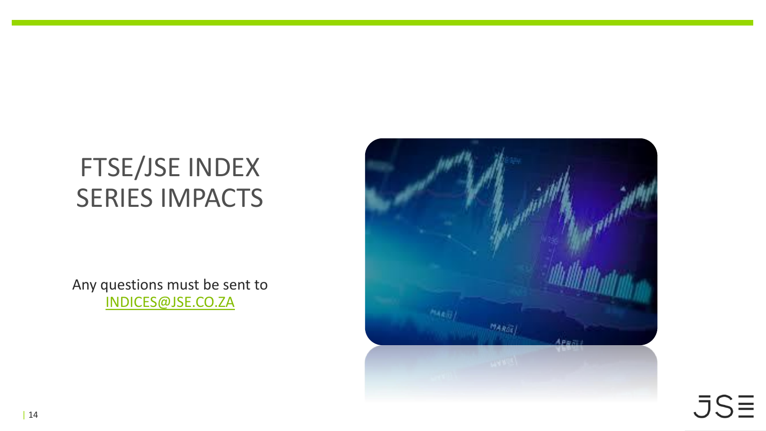# FTSE/JSE INDEX SERIES IMPACTS

Any questions must be sent to [INDICES@JSE.CO.ZA](mailto:INDICES@JSE.CO.ZA)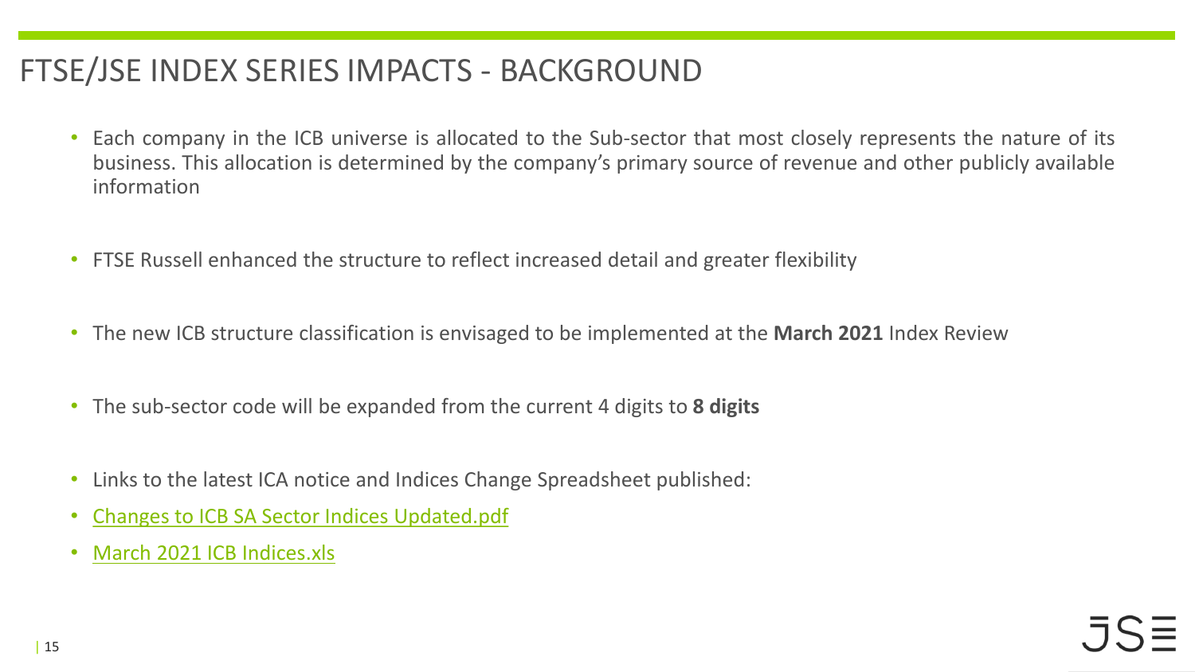# FTSE/JSE INDEX SERIES IMPACTS - BACKGROUND

- Each company in the ICB universe is allocated to the Sub-sector that most closely represents the nature of its business. This allocation is determined by the company's primary source of revenue and other publicly available information
- FTSE Russell enhanced the structure to reflect increased detail and greater flexibility
- The new ICB structure classification is envisaged to be implemented at the **March 2021** Index Review
- The sub-sector code will be expanded from the current 4 digits to **8 digits**
- Links to the latest ICA notice and Indices Change Spreadsheet published:
- Changes to ICB SA Sector Indices Updated.pdf
- March 2021 ICB Indices.xls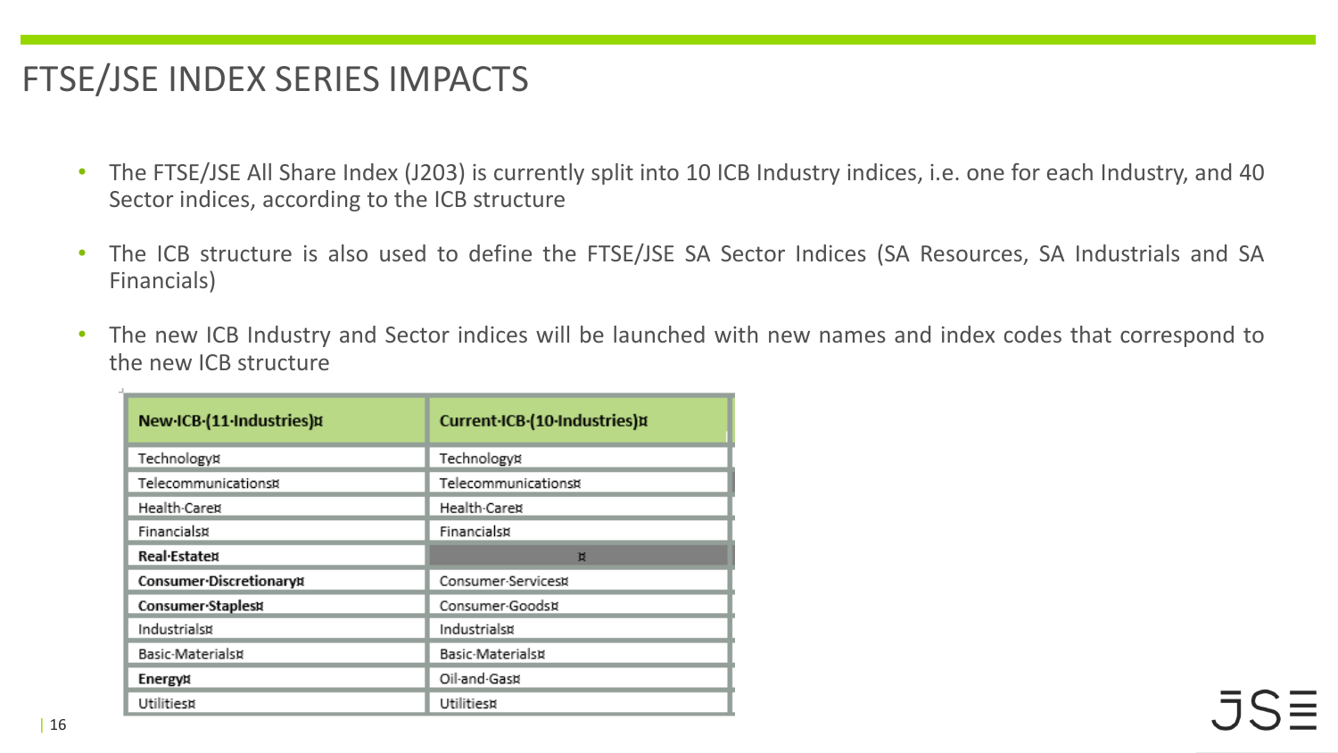# FTSE/JSE INDEX SERIES IMPACTS

- The FTSE/JSE All Share Index (J203) is currently split into 10 ICB Industry indices, i.e. one for each Industry, and 40 Sector indices, according to the ICB structure
- The ICB structure is also used to define the FTSE/JSE SA Sector Indices (SA Resources, SA Industrials and SA Financials)
- The new ICB Industry and Sector indices will be launched with new names and index codes that correspond to the new ICB structure

| **New ICB (11 Industries)** | **Current ICB (10 Industries)** |
|---|---|
| Technology | Technology |
| Telecommunications | Telecommunications |
| Health Care | Health Care |
| Financials | Financials |
| **Real Estate** | |
| **Consumer Discretionary** | Consumer Services |
| **Consumer Staples** | Consumer Goods |
| Industrials | Industrials |
| Basic Materials | Basic Materials |
| **Energy** | Oil and Gas |
| Utilities | Utilities |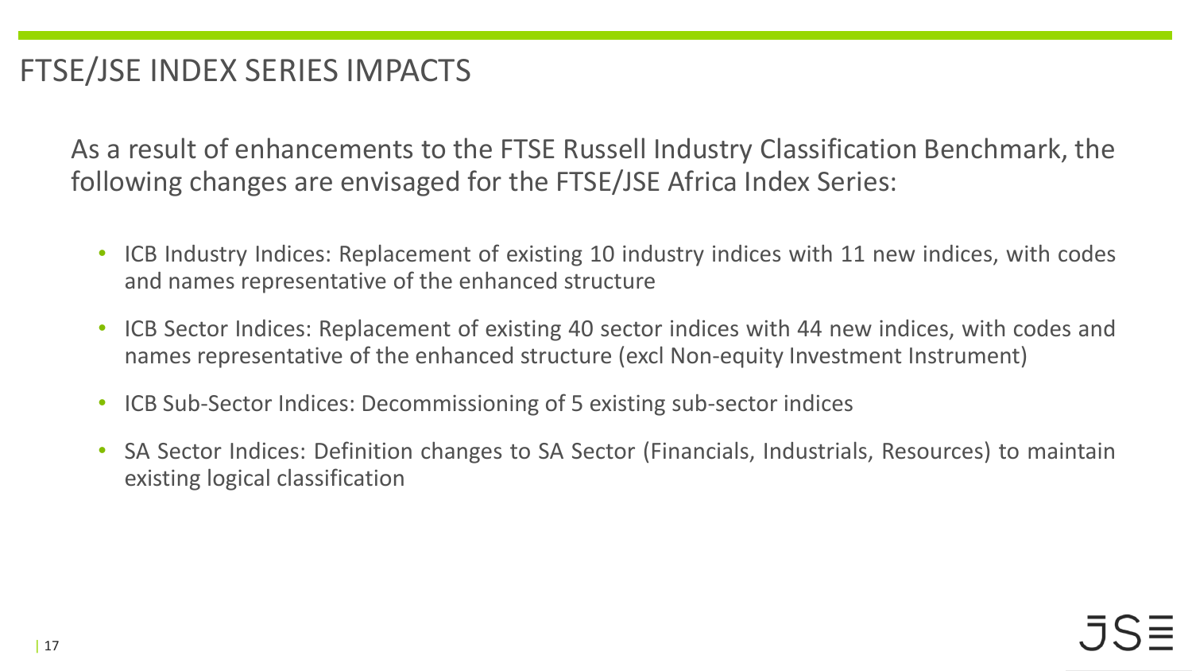# FTSE/JSE INDEX SERIES IMPACTS

As a result of enhancements to the FTSE Russell Industry Classification Benchmark, the following changes are envisaged for the FTSE/JSE Africa Index Series:

- ICB Industry Indices: Replacement of existing 10 industry indices with 11 new indices, with codes and names representative of the enhanced structure
- ICB Sector Indices: Replacement of existing 40 sector indices with 44 new indices, with codes and names representative of the enhanced structure (excl Non-equity Investment Instrument)
- ICB Sub-Sector Indices: Decommissioning of 5 existing sub-sector indices
- SA Sector Indices: Definition changes to SA Sector (Financials, Industrials, Resources) to maintain existing logical classification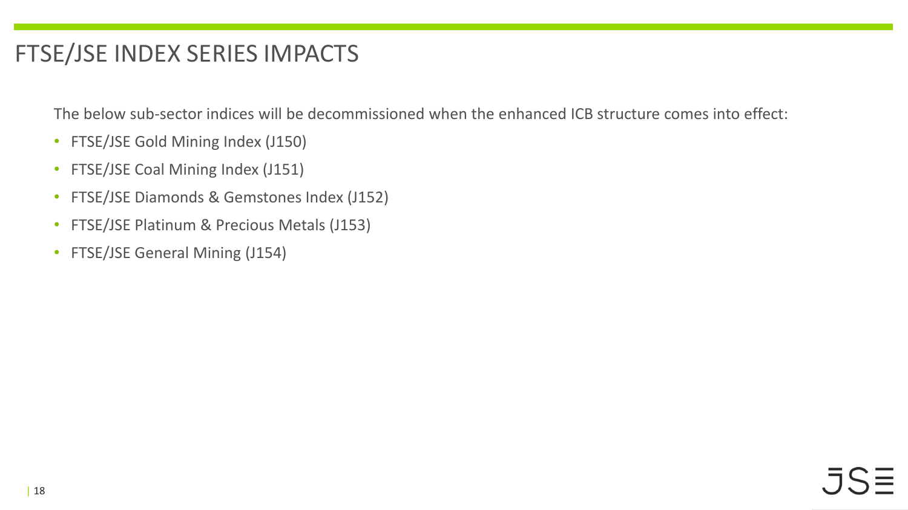# FTSE/JSE INDEX SERIES IMPACTS

The below sub-sector indices will be decommissioned when the enhanced ICB structure comes into effect:

- FTSE/JSE Gold Mining Index (J150)
- FTSE/JSE Coal Mining Index (J151)
- FTSE/JSE Diamonds & Gemstones Index (J152)
- FTSE/JSE Platinum & Precious Metals (J153)
- FTSE/JSE General Mining (J154)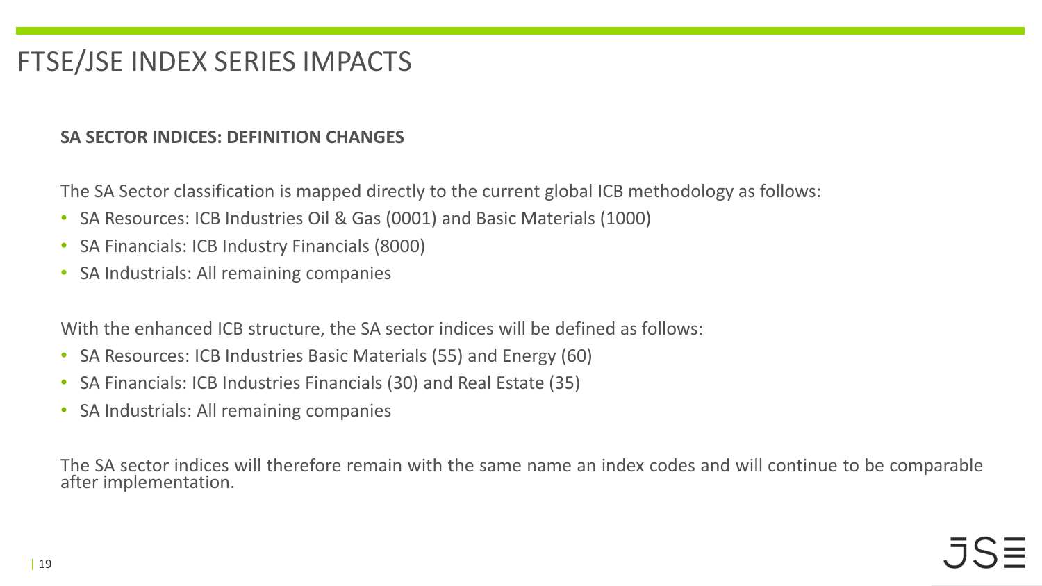# FTSE/JSE INDEX SERIES IMPACTS

**SA SECTOR INDICES: DEFINITION CHANGES**

The SA Sector classification is mapped directly to the current global ICB methodology as follows:

- SA Resources: ICB Industries Oil & Gas (0001) and Basic Materials (1000)
- SA Financials: ICB Industry Financials (8000)
- SA Industrials: All remaining companies

With the enhanced ICB structure, the SA sector indices will be defined as follows:

- SA Resources: ICB Industries Basic Materials (55) and Energy (60)
- SA Financials: ICB Industries Financials (30) and Real Estate (35)
- SA Industrials: All remaining companies

The SA sector indices will therefore remain with the same name an index codes and will continue to be comparable after implementation.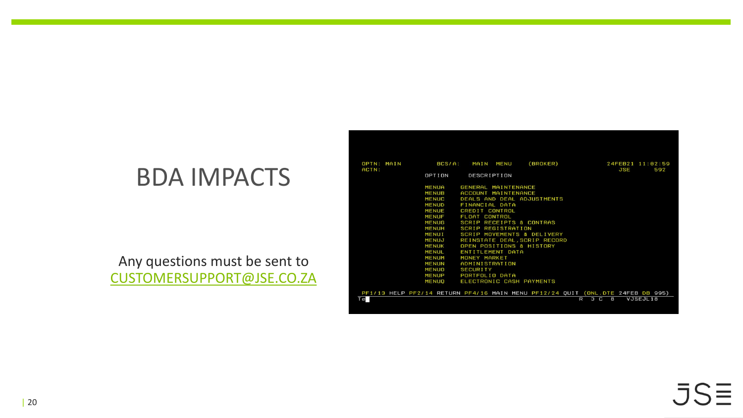# BDA IMPACTS

Any questions must be sent to [CUSTOMERSUPPORT@JSE.CO.ZA](mailto:CUSTOMERSUPPORT@JSE.CO.ZA)

```
OPTN: MAIN         BCS/A:   MAIN  MENU     (BROKER)                24FEB21 11:02:59
ACTN:                                                                 JSE       592
                OPTION      DESCRIPTION

                MENUA     GENERAL MAINTENANCE
                MENUB     ACCOUNT MAINTENANCE
                MENUC     DEALS AND DEAL ADJUSTMENTS
                MENUD     FINANCIAL DATA
                MENUE     CREDIT CONTROL
                MENUF     FLOAT CONTROL
                MENUG     SCRIP RECEIPTS & CONTRAS
                MENUH     SCRIP REGISTRATION
                MENUI     SCRIP MOVEMENTS & DELIVERY
                MENUJ     REINSTATE DEAL,SCRIP RECORD
                MENUK     OPEN POSITIONS & HISTORY
                MENUL     ENTITLEMENT DATA
                MENUM     MONEY MARKET
                MENUN     ADMINISTRATION
                MENUO     SECURITY
                MENUP     PORTFOLIO DATA
                MENUQ     ELECTRONIC CASH PAYMENTS

PF1/13 HELP PF2/14 RETURN PF4/16 MAIN MENU PF12/24 QUIT (ONL.DTE 24FEB DB 995)
Te                                                             R  3 C   8    VJSEJL18
```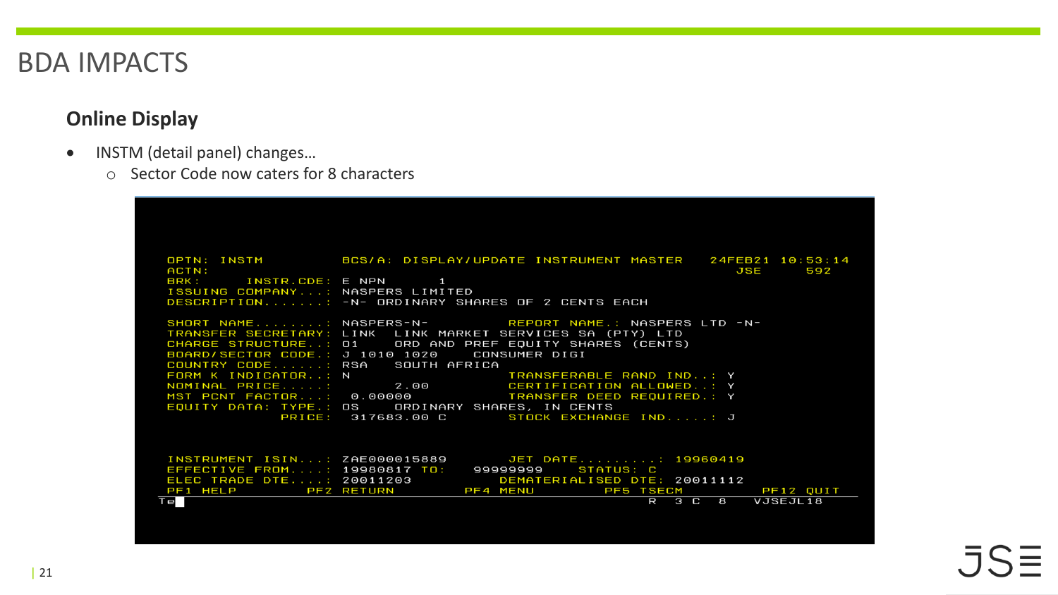# BDA IMPACTS

## Online Display

- INSTM (detail panel) changes…
  - Sector Code now caters for 8 characters

```
OPTN: INSTM            BCS/A: DISPLAY/UPDATE INSTRUMENT MASTER    24FEB21 10:53:14
ACTN:                                                                JSE      592
BRK:      INSTR.CDE: E NPN        1
ISSUING COMPANY....: NASPERS LIMITED
DESCRIPTION........: -N- ORDINARY SHARES OF 2 CENTS EACH

SHORT NAME.........: NASPERS-N-          REPORT NAME.: NASPERS LTD -N-
TRANSFER SECRETARY: LINK  LINK MARKET SERVICES SA (PTY) LTD
CHARGE STRUCTURE..: 01    ORD AND PREF EQUITY SHARES (CENTS)
BOARD/SECTOR CODE.: J 1010 1020     CONSUMER DIGI
COUNTRY CODE.......: RSA   SOUTH AFRICA
FORM K INDICATOR..: N                   TRANSFERABLE RAND IND..: Y
NOMINAL PRICE.....:      2.00           CERTIFICATION ALLOWED..: Y
MST PCNT FACTOR...:  0.00000            TRANSFER DEED REQUIRED.: Y
EQUITY DATA: TYPE.: OS    ORDINARY SHARES, IN CENTS
             PRICE:  317683.00 C        STOCK EXCHANGE IND.....: J


INSTRUMENT ISIN....: ZAE000015889       JET DATE.........: 19960419
EFFECTIVE FROM.....: 19980817 TO:    99999999    STATUS: C
ELEC TRADE DTE.....: 20011203          DEMATERIALISED DTE: 20011112
PF1 HELP        PF2 RETURN        PF4 MENU        PF5 TSECM           PF12 QUIT
Te                                                        R  3 C  8    VJSEJL18
```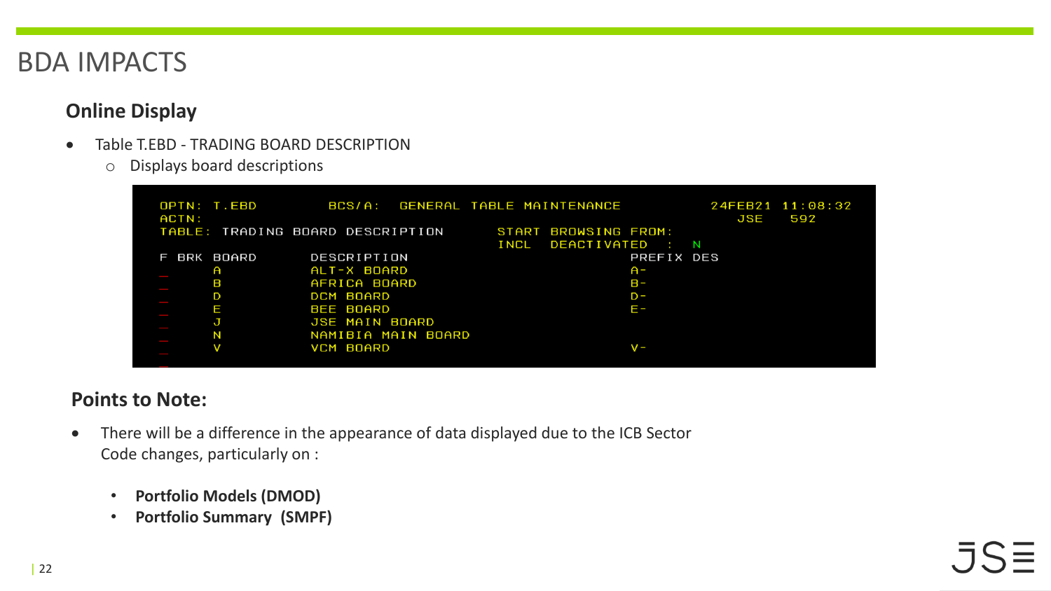# BDA IMPACTS

## Online Display

- Table T.EBD - TRADING BOARD DESCRIPTION
  - Displays board descriptions

```
OPTN: T.EBD         BCS/A:  GENERAL TABLE MAINTENANCE          24FEB21 11:08:32
ACTN:                                                              JSE    592
TABLE: TRADING BOARD DESCRIPTION       START BROWSING FROM:
                                       INCL  DEACTIVATED  :  N
F BRK BOARD        DESCRIPTION                         PREFIX DES
_     A            ALT-X BOARD                         A-
_     B            AFRICA BOARD                        B-
_     D            DCM BOARD                           D-
_     E            BEE BOARD                           E-
_     J            JSE MAIN BOARD
_     N            NAMIBIA MAIN BOARD
_     V            VCM BOARD                           V-
_
```

## Points to Note:

- There will be a difference in the appearance of data displayed due to the ICB Sector Code changes, particularly on :
  - **Portfolio Models (DMOD)**
  - **Portfolio Summary (SMPF)**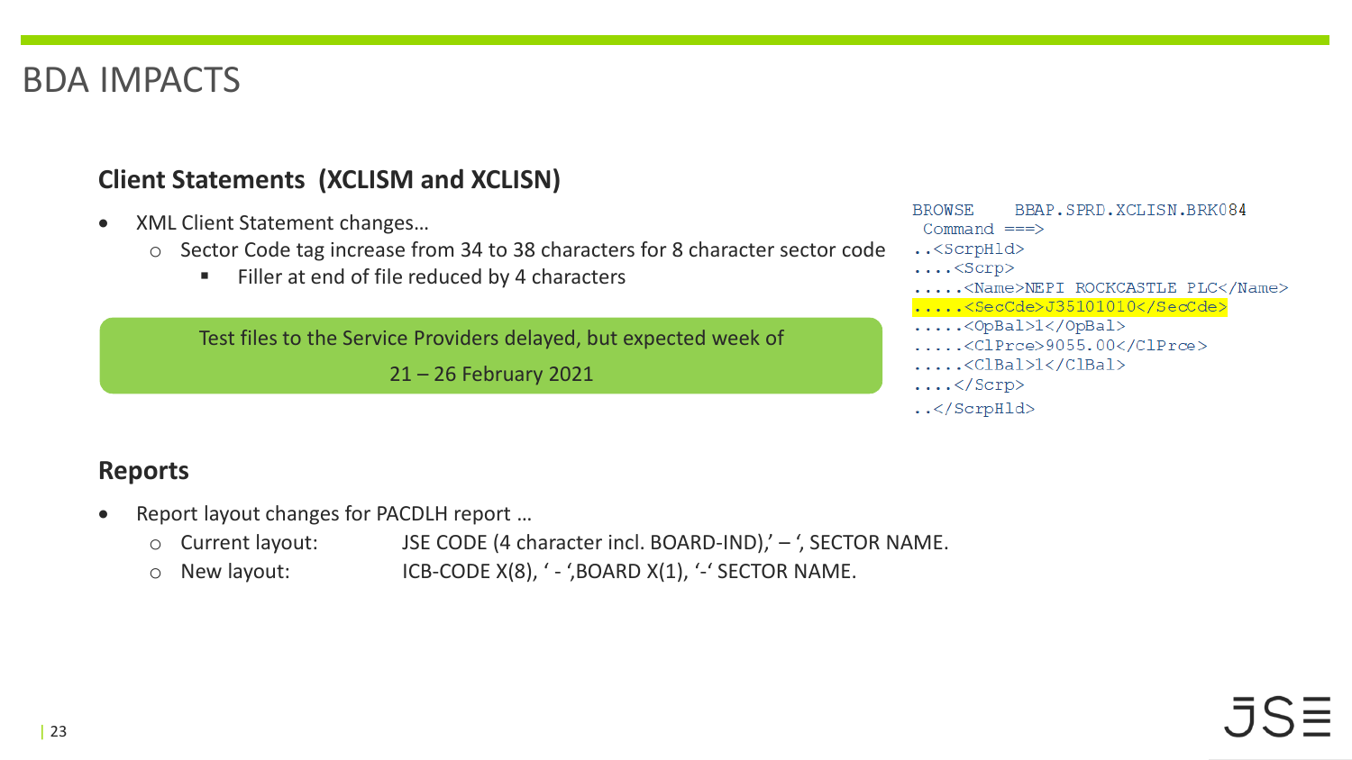# BDA IMPACTS

## Client Statements (XCLISM and XCLISN)

- XML Client Statement changes…
  - Sector Code tag increase from 34 to 38 characters for 8 character sector code
    - Filler at end of file reduced by 4 characters

```
BROWSE    BBAP.SPRD.XCLISN.BRK084
 Command ===>
..<ScrpHld>
....<Scrp>
.....<Name>NEPI ROCKCASTLE PLC</Name>
.....<SecCde>J35101010</SecCde>
.....<OpBal>1</OpBal>
.....<ClPrce>9055.00</ClPrce>
.....<ClBal>1</ClBal>
....</Scrp>
..</ScrpHld>
```

Test files to the Service Providers delayed, but expected week of 21 – 26 February 2021

## Reports

- Report layout changes for PACDLH report …
  - Current layout: JSE CODE (4 character incl. BOARD-IND),' – ', SECTOR NAME.
  - New layout: ICB-CODE X(8), ' - ',BOARD X(1), '-' SECTOR NAME.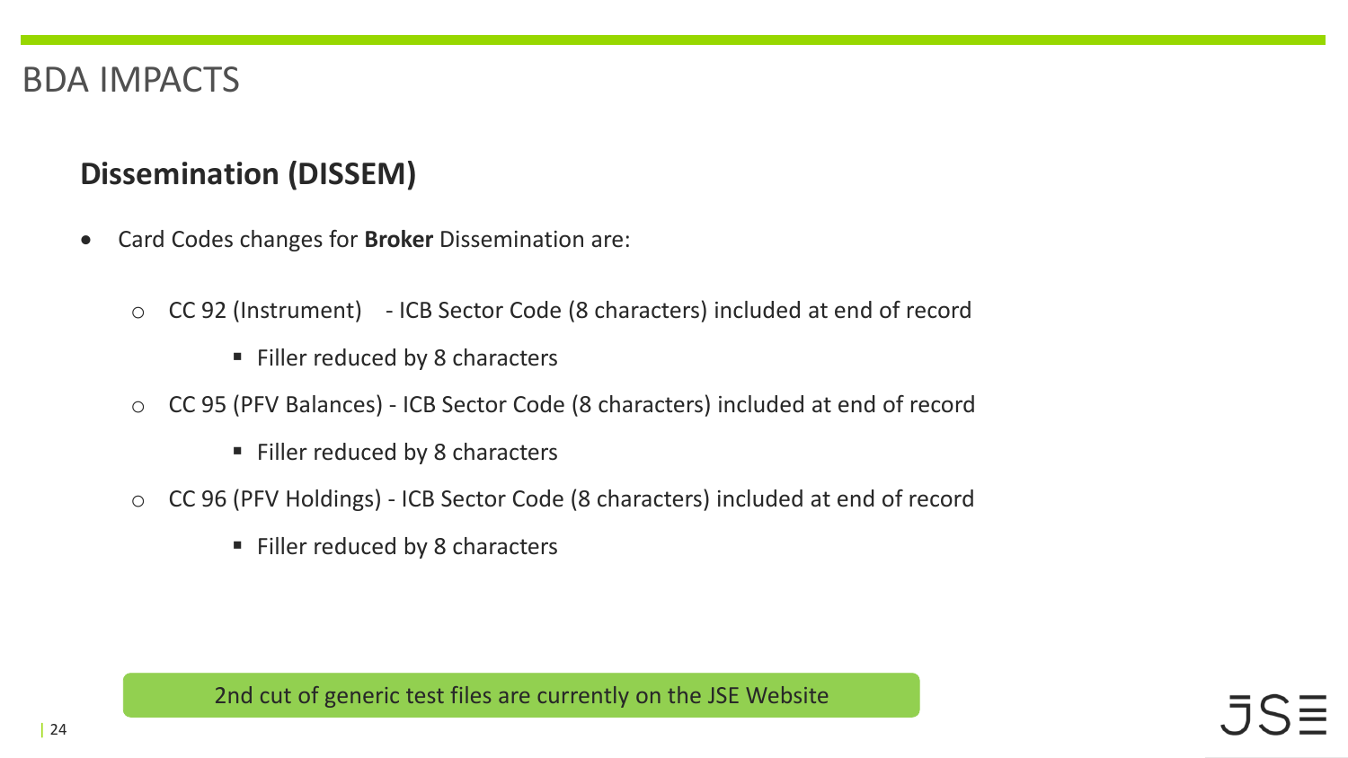# BDA IMPACTS

## Dissemination (DISSEM)

- Card Codes changes for **Broker** Dissemination are:
  - CC 92 (Instrument) - ICB Sector Code (8 characters) included at end of record
    - Filler reduced by 8 characters
  - CC 95 (PFV Balances) - ICB Sector Code (8 characters) included at end of record
    - Filler reduced by 8 characters
  - CC 96 (PFV Holdings) - ICB Sector Code (8 characters) included at end of record
    - Filler reduced by 8 characters

2nd cut of generic test files are currently on the JSE Website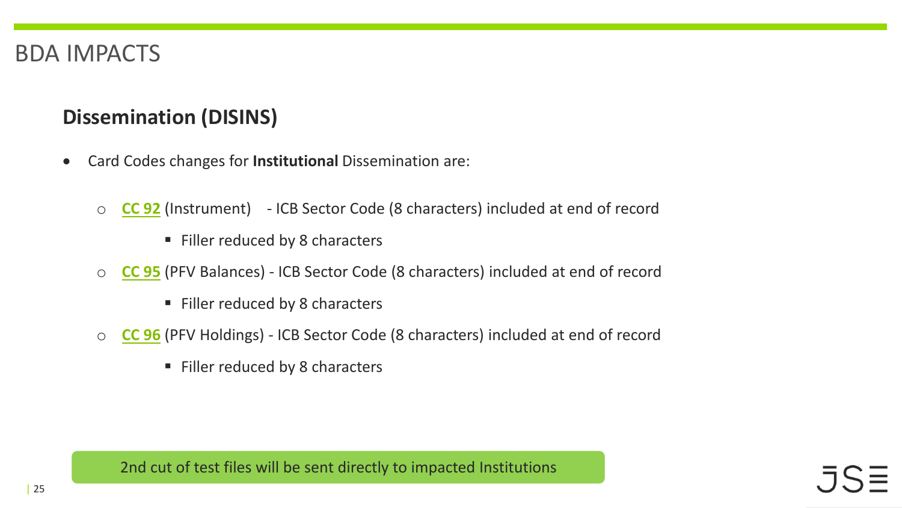# BDA IMPACTS

## Dissemination (DISINS)

- Card Codes changes for **Institutional** Dissemination are:
  - **CC 92** (Instrument) - ICB Sector Code (8 characters) included at end of record
    - Filler reduced by 8 characters
  - **CC 95** (PFV Balances) - ICB Sector Code (8 characters) included at end of record
    - Filler reduced by 8 characters
  - **CC 96** (PFV Holdings) - ICB Sector Code (8 characters) included at end of record
    - Filler reduced by 8 characters

2nd cut of test files will be sent directly to impacted Institutions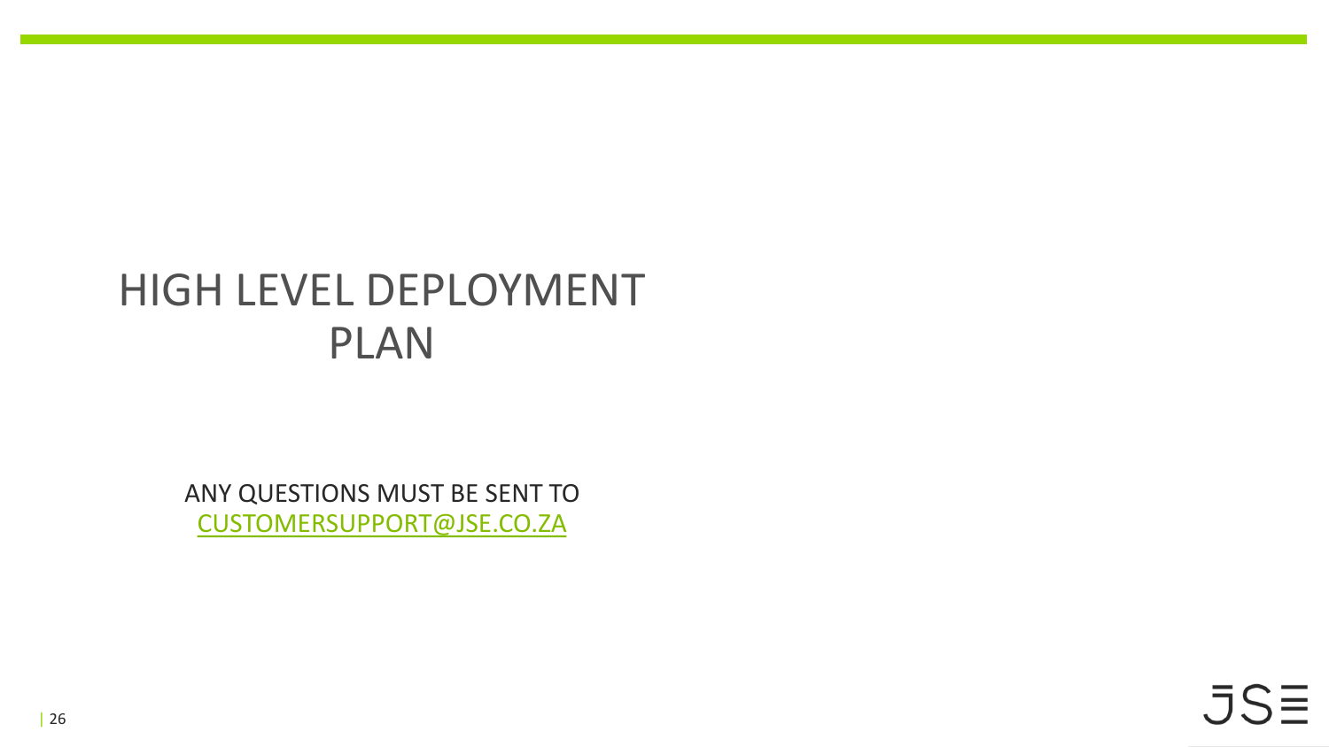# HIGH LEVEL DEPLOYMENT PLAN

ANY QUESTIONS MUST BE SENT TO
CUSTOMERSUPPORT@JSE.CO.ZA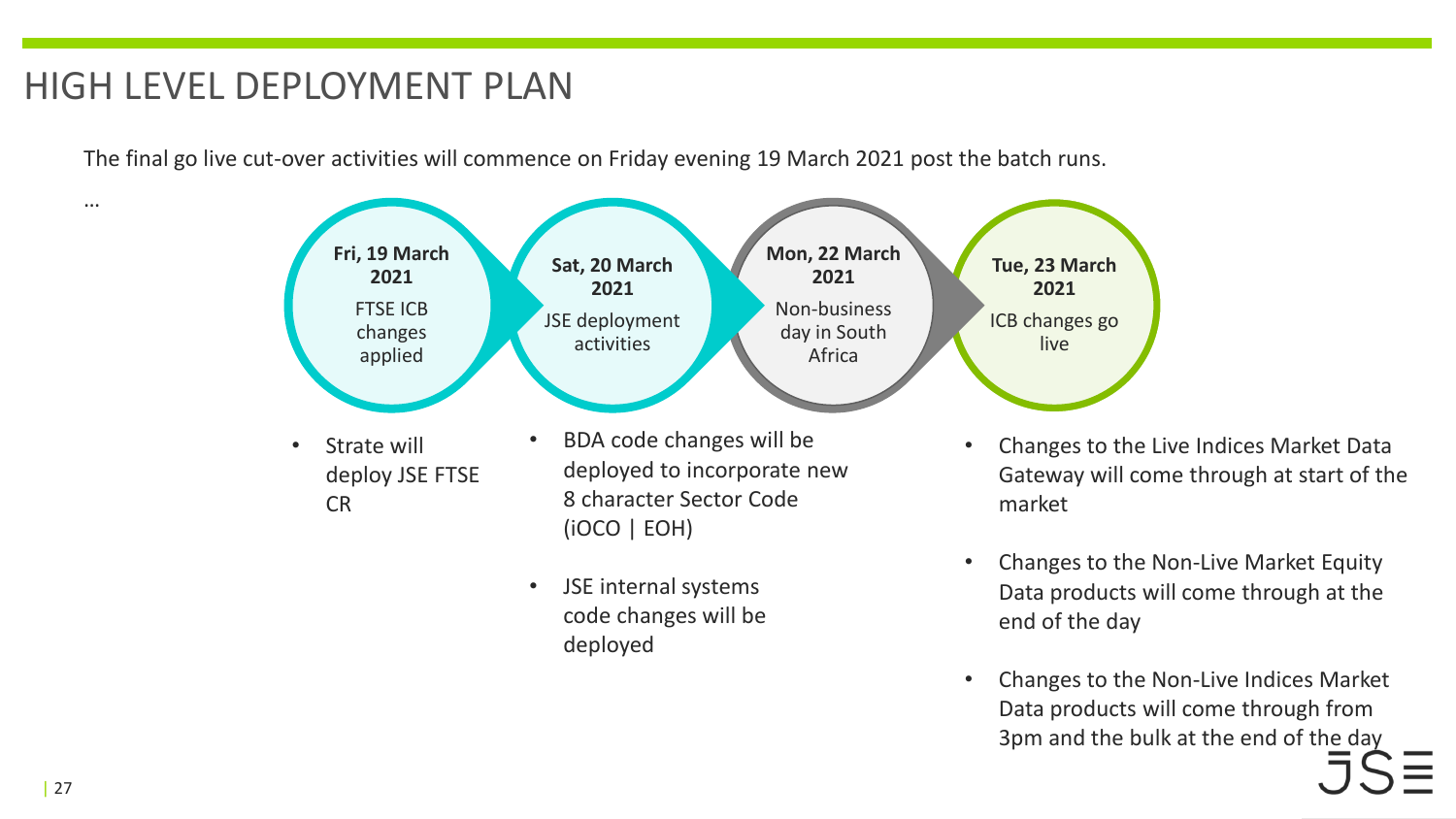# HIGH LEVEL DEPLOYMENT PLAN

The final go live cut-over activities will commence on Friday evening 19 March 2021 post the batch runs.

…

**Fri, 19 March 2021**
FTSE ICB changes applied

- Strate will deploy JSE FTSE CR

**Sat, 20 March 2021**
JSE deployment activities

- BDA code changes will be deployed to incorporate new 8 character Sector Code (iOCO | EOH)
- JSE internal systems code changes will be deployed

**Mon, 22 March 2021**
Non-business day in South Africa

**Tue, 23 March 2021**
ICB changes go live

- Changes to the Live Indices Market Data Gateway will come through at start of the market
- Changes to the Non-Live Market Equity Data products will come through at the end of the day
- Changes to the Non-Live Indices Market Data products will come through from 3pm and the bulk at the end of the day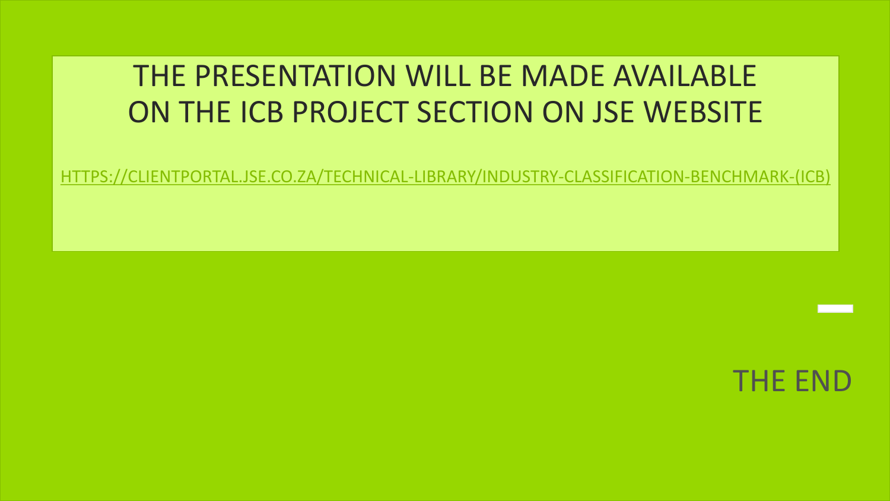# THE PRESENTATION WILL BE MADE AVAILABLE ON THE ICB PROJECT SECTION ON JSE WEBSITE

[HTTPS://CLIENTPORTAL.JSE.CO.ZA/TECHNICAL-LIBRARY/INDUSTRY-CLASSIFICATION-BENCHMARK-(ICB)](https://clientportal.jse.co.za/technical-library/industry-classification-benchmark-(icb))

THE END